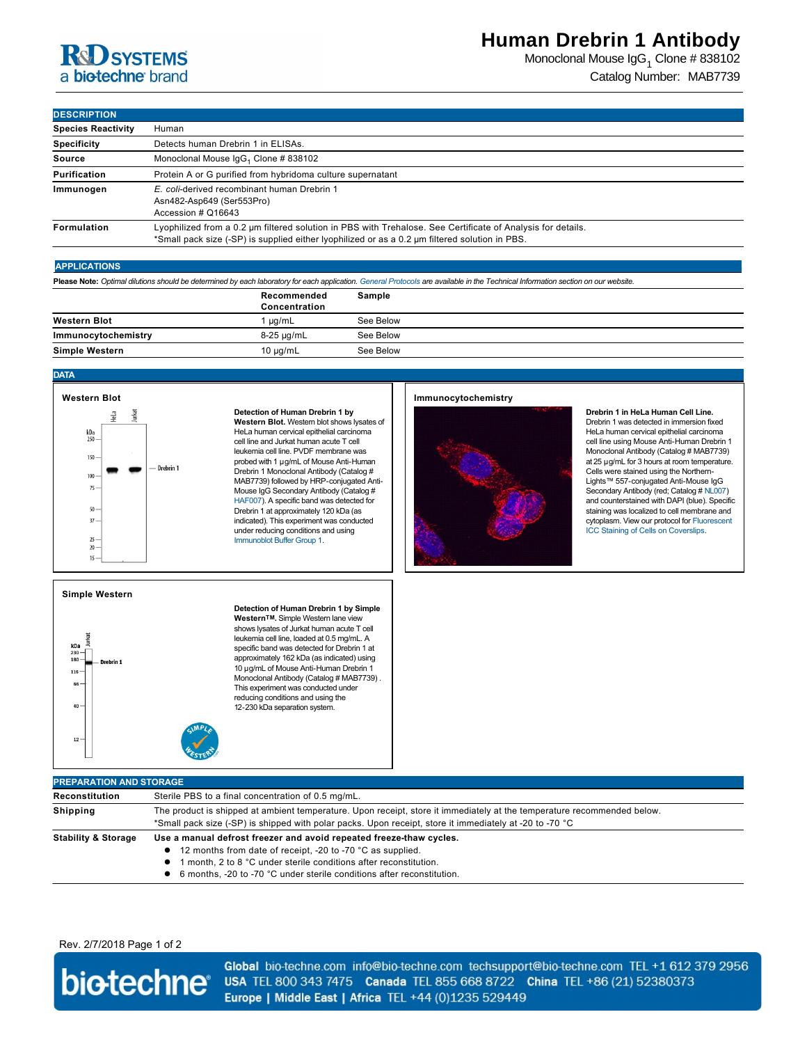# Human Drebrin 1 Antibody

Monoclonal Mouse $IgG_1$ Clone # 838102

Catalog Number: MAB7739

## DESCRIPTION

| | |
|---|---|
| **Species Reactivity** | Human |
| **Specificity** | Detects human Drebrin 1 in ELISAs. |
| **Source** | Monoclonal Mouse $IgG_1$ Clone # 838102 |
| **Purification** | Protein A or G purified from hybridoma culture supernatant |
| **Immunogen** | *E. coli*-derived recombinant human Drebrin 1<br>Asn482-Asp649 (Ser553Pro)<br>Accession # Q16643 |
| **Formulation** | Lyophilized from a 0.2 μm filtered solution in PBS with Trehalose. See Certificate of Analysis for details.<br>*Small pack size (-SP) is supplied either lyophilized or as a 0.2 μm filtered solution in PBS. |

## APPLICATIONS

**Please Note:** *Optimal dilutions should be determined by each laboratory for each application. General Protocols are available in the Technical Information section on our website.*

| | Recommended Concentration | Sample |
|---|---|---|
| **Western Blot** | 1 µg/mL | See Below |
| **Immunocytochemistry** | 8-25 µg/mL | See Below |
| **Simple Western** | 10 µg/mL | See Below |

## DATA

### Western Blot

**Detection of Human Drebrin 1 by Western Blot.** Western blot shows lysates of HeLa human cervical epithelial carcinoma cell line and Jurkat human acute T cell leukemia cell line. PVDF membrane was probed with 1 µg/mL of Mouse Anti-Human Drebrin 1 Monoclonal Antibody (Catalog # MAB7739) followed by HRP-conjugated Anti-Mouse IgG Secondary Antibody (Catalog # HAF007). A specific band was detected for Drebrin 1 at approximately 120 kDa (as indicated). This experiment was conducted under reducing conditions and using Immunoblot Buffer Group 1.

### Immunocytochemistry

**Drebrin 1 in HeLa Human Cell Line.** Drebrin 1 was detected in immersion fixed HeLa human cervical epithelial carcinoma cell line using Mouse Anti-Human Drebrin 1 Monoclonal Antibody (Catalog # MAB7739) at 25 µg/mL for 3 hours at room temperature. Cells were stained using the Northern-Lights™ 557-conjugated Anti-Mouse IgG Secondary Antibody (red; Catalog # NL007) and counterstained with DAPI (blue). Specific staining was localized to cell membrane and cytoplasm. View our protocol for Fluorescent ICC Staining of Cells on Coverslips.

### Simple Western

**Detection of Human Drebrin 1 by Simple Western™.** Simple Western lane view shows lysates of Jurkat human acute T cell leukemia cell line, loaded at 0.5 mg/mL. A specific band was detected for Drebrin 1 at approximately 162 kDa (as indicated) using 10 µg/mL of Mouse Anti-Human Drebrin 1 Monoclonal Antibody (Catalog # MAB7739) . This experiment was conducted under reducing conditions and using the 12-230 kDa separation system.

## PREPARATION AND STORAGE

| | |
|---|---|
| **Reconstitution** | Sterile PBS to a final concentration of 0.5 mg/mL. |
| **Shipping** | The product is shipped at ambient temperature. Upon receipt, store it immediately at the temperature recommended below.<br>*Small pack size (-SP) is shipped with polar packs. Upon receipt, store it immediately at -20 to -70 °C |
| **Stability & Storage** | **Use a manual defrost freezer and avoid repeated freeze-thaw cycles.**<br>● 12 months from date of receipt, -20 to -70 °C as supplied.<br>● 1 month, 2 to 8 °C under sterile conditions after reconstitution.<br>● 6 months, -20 to -70 °C under sterile conditions after reconstitution. |

Rev. 2/7/2018 Page 1 of 2

**Global** bio-techne.com info@bio-techne.com techsupport@bio-techne.com TEL +1 612 379 2956
**USA** TEL 800 343 7475 **Canada** TEL 855 668 8722 **China** TEL +86 (21) 52380373
**Europe | Middle East | Africa** TEL +44 (0)1235 529449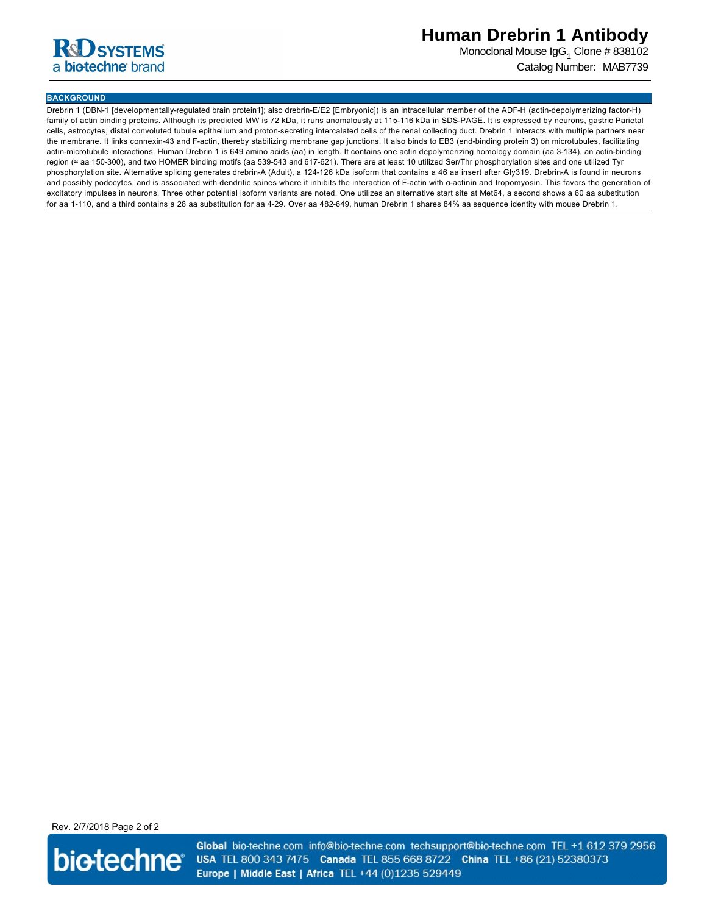# Human Drebrin 1 Antibody

Monoclonal Mouse $IgG_1$ Clone # 838102

Catalog Number: MAB7739

## BACKGROUND

Drebrin 1 (DBN-1 [developmentally-regulated brain protein1]; also drebrin-E/E2 [Embryonic]) is an intracellular member of the ADF-H (actin-depolymerizing factor-H) family of actin binding proteins. Although its predicted MW is 72 kDa, it runs anomalously at 115-116 kDa in SDS-PAGE. It is expressed by neurons, gastric Parietal cells, astrocytes, distal convoluted tubule epithelium and proton-secreting intercalated cells of the renal collecting duct. Drebrin 1 interacts with multiple partners near the membrane. It links connexin-43 and F-actin, thereby stabilizing membrane gap junctions. It also binds to EB3 (end-binding protein 3) on microtubules, facilitating actin-microtubule interactions. Human Drebrin 1 is 649 amino acids (aa) in length. It contains one actin depolymerizing homology domain (aa 3-134), an actin-binding region (≈ aa 150-300), and two HOMER binding motifs (aa 539-543 and 617-621). There are at least 10 utilized Ser/Thr phosphorylation sites and one utilized Tyr phosphorylation site. Alternative splicing generates drebrin-A (Adult), a 124-126 kDa isoform that contains a 46 aa insert after Gly319. Drebrin-A is found in neurons and possibly podocytes, and is associated with dendritic spines where it inhibits the interaction of F-actin with α-actinin and tropomyosin. This favors the generation of excitatory impulses in neurons. Three other potential isoform variants are noted. One utilizes an alternative start site at Met64, a second shows a 60 aa substitution for aa 1-110, and a third contains a 28 aa substitution for aa 4-29. Over aa 482-649, human Drebrin 1 shares 84% aa sequence identity with mouse Drebrin 1.

Rev. 2/7/2018

**Global** bio-techne.com info@bio-techne.com techsupport@bio-techne.com TEL +1 612 379 2956
**USA** TEL 800 343 7475 **Canada** TEL 855 668 8722 **China** TEL +86 (21) 52380373
**Europe | Middle East | Africa** TEL +44 (0)1235 529449